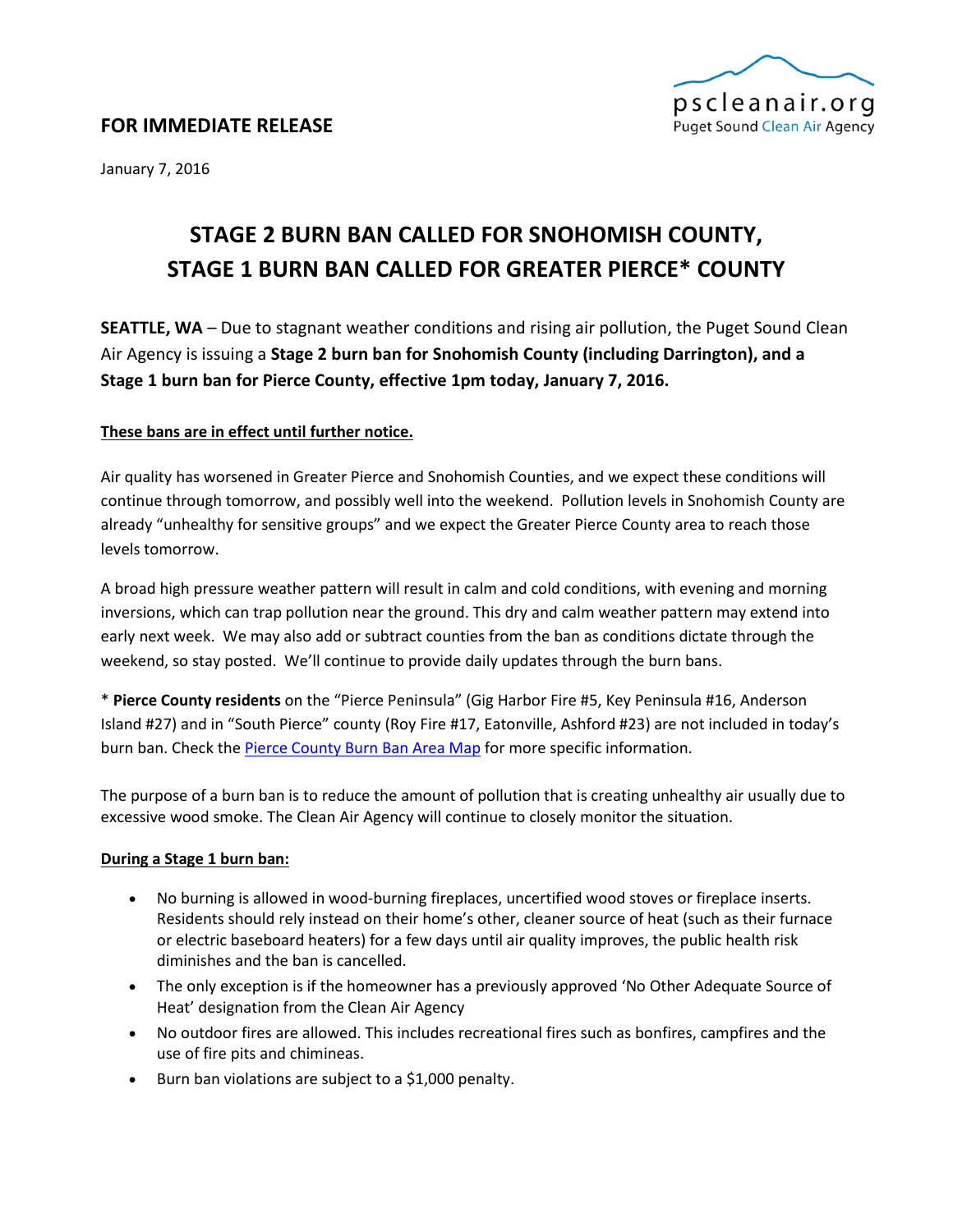**FOR IMMEDIATE RELEASE**

pscleanair.org
Puget Sound Clean Air Agency

January 7, 2016

# STAGE 2 BURN BAN CALLED FOR SNOHOMISH COUNTY, STAGE 1 BURN BAN CALLED FOR GREATER PIERCE* COUNTY

**SEATTLE, WA** – Due to stagnant weather conditions and rising air pollution, the Puget Sound Clean Air Agency is issuing a **Stage 2 burn ban for Snohomish County (including Darrington), and a Stage 1 burn ban for Pierce County, effective 1pm today, January 7, 2016.**

**These bans are in effect until further notice.**

Air quality has worsened in Greater Pierce and Snohomish Counties, and we expect these conditions will continue through tomorrow, and possibly well into the weekend. Pollution levels in Snohomish County are already "unhealthy for sensitive groups" and we expect the Greater Pierce County area to reach those levels tomorrow.

A broad high pressure weather pattern will result in calm and cold conditions, with evening and morning inversions, which can trap pollution near the ground. This dry and calm weather pattern may extend into early next week. We may also add or subtract counties from the ban as conditions dictate through the weekend, so stay posted. We'll continue to provide daily updates through the burn bans.

* **Pierce County residents** on the "Pierce Peninsula" (Gig Harbor Fire #5, Key Peninsula #16, Anderson Island #27) and in "South Pierce" county (Roy Fire #17, Eatonville, Ashford #23) are not included in today's burn ban. Check the Pierce County Burn Ban Area Map for more specific information.

The purpose of a burn ban is to reduce the amount of pollution that is creating unhealthy air usually due to excessive wood smoke. The Clean Air Agency will continue to closely monitor the situation.

**During a Stage 1 burn ban:**

- No burning is allowed in wood-burning fireplaces, uncertified wood stoves or fireplace inserts. Residents should rely instead on their home's other, cleaner source of heat (such as their furnace or electric baseboard heaters) for a few days until air quality improves, the public health risk diminishes and the ban is cancelled.
- The only exception is if the homeowner has a previously approved 'No Other Adequate Source of Heat' designation from the Clean Air Agency
- No outdoor fires are allowed. This includes recreational fires such as bonfires, campfires and the use of fire pits and chimineas.
- Burn ban violations are subject to a $1,000 penalty.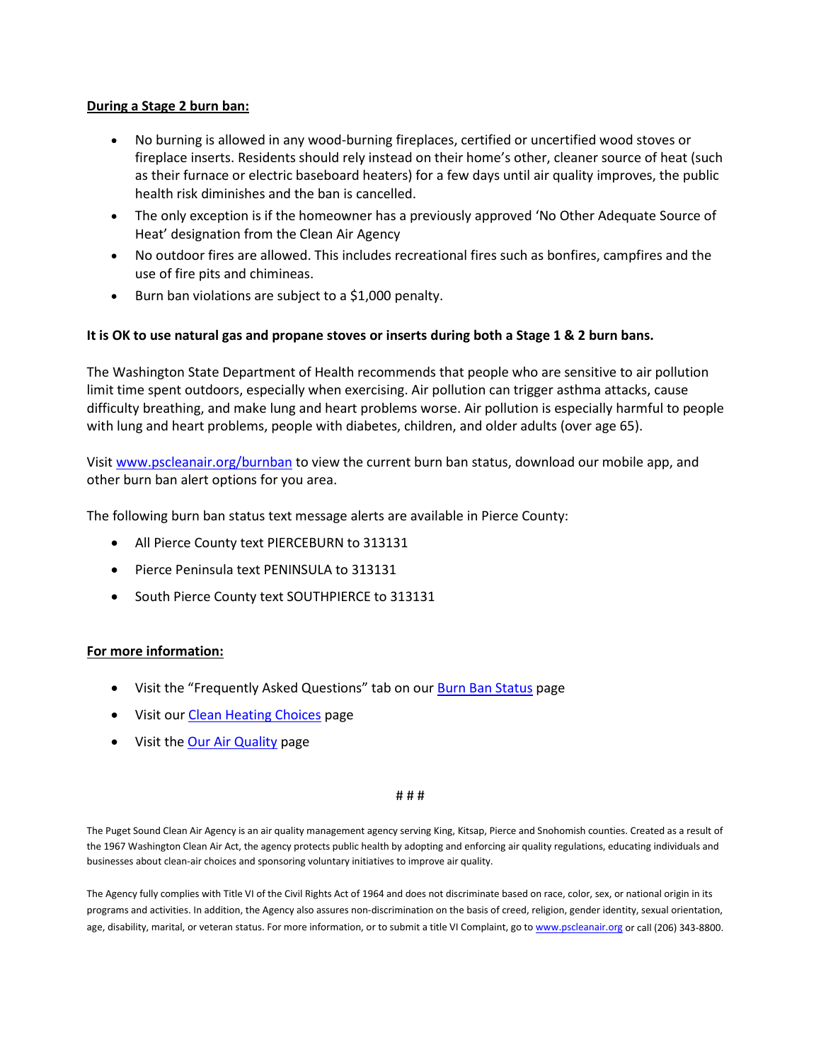**During a Stage 2 burn ban:**

- No burning is allowed in any wood-burning fireplaces, certified or uncertified wood stoves or fireplace inserts. Residents should rely instead on their home's other, cleaner source of heat (such as their furnace or electric baseboard heaters) for a few days until air quality improves, the public health risk diminishes and the ban is cancelled.
- The only exception is if the homeowner has a previously approved 'No Other Adequate Source of Heat' designation from the Clean Air Agency
- No outdoor fires are allowed. This includes recreational fires such as bonfires, campfires and the use of fire pits and chimineas.
- Burn ban violations are subject to a $1,000 penalty.

**It is OK to use natural gas and propane stoves or inserts during both a Stage 1 & 2 burn bans.**

The Washington State Department of Health recommends that people who are sensitive to air pollution limit time spent outdoors, especially when exercising. Air pollution can trigger asthma attacks, cause difficulty breathing, and make lung and heart problems worse. Air pollution is especially harmful to people with lung and heart problems, people with diabetes, children, and older adults (over age 65).

Visit [www.pscleanair.org/burnban](www.pscleanair.org/burnban) to view the current burn ban status, download our mobile app, and other burn ban alert options for you area.

The following burn ban status text message alerts are available in Pierce County:

- All Pierce County text PIERCEBURN to 313131
- Pierce Peninsula text PENINSULA to 313131
- South Pierce County text SOUTHPIERCE to 313131

**For more information:**

- Visit the "Frequently Asked Questions" tab on our Burn Ban Status page
- Visit our Clean Heating Choices page
- Visit the Our Air Quality page

# # #

The Puget Sound Clean Air Agency is an air quality management agency serving King, Kitsap, Pierce and Snohomish counties. Created as a result of the 1967 Washington Clean Air Act, the agency protects public health by adopting and enforcing air quality regulations, educating individuals and businesses about clean-air choices and sponsoring voluntary initiatives to improve air quality.

The Agency fully complies with Title VI of the Civil Rights Act of 1964 and does not discriminate based on race, color, sex, or national origin in its programs and activities. In addition, the Agency also assures non-discrimination on the basis of creed, religion, gender identity, sexual orientation, age, disability, marital, or veteran status. For more information, or to submit a title VI Complaint, go to [www.pscleanair.org](www.pscleanair.org) or call (206) 343-8800.